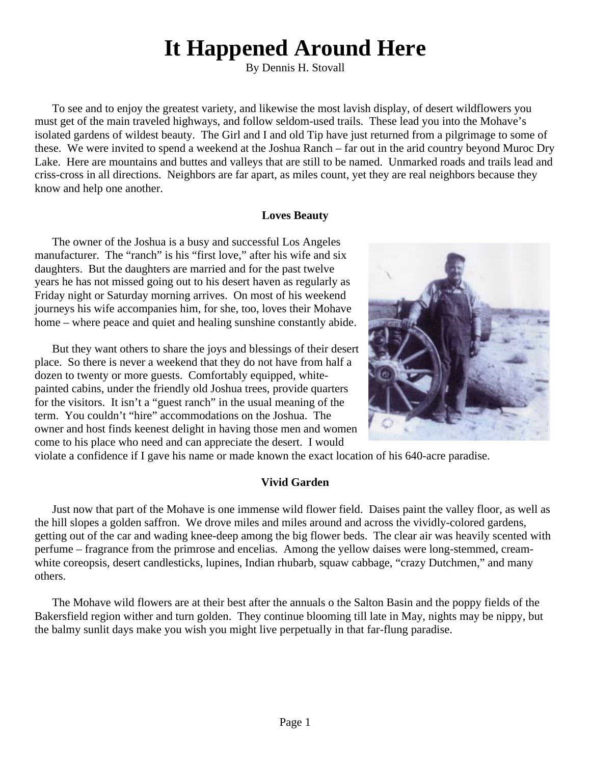# It Happened Around Here

By Dennis H. Stovall

To see and to enjoy the greatest variety, and likewise the most lavish display, of desert wildflowers you must get of the main traveled highways, and follow seldom-used trails. These lead you into the Mohave's isolated gardens of wildest beauty. The Girl and I and old Tip have just returned from a pilgrimage to some of these. We were invited to spend a weekend at the Joshua Ranch – far out in the arid country beyond Muroc Dry Lake. Here are mountains and buttes and valleys that are still to be named. Unmarked roads and trails lead and criss-cross in all directions. Neighbors are far apart, as miles count, yet they are real neighbors because they know and help one another.

### Loves Beauty

The owner of the Joshua is a busy and successful Los Angeles manufacturer. The "ranch" is his "first love," after his wife and six daughters. But the daughters are married and for the past twelve years he has not missed going out to his desert haven as regularly as Friday night or Saturday morning arrives. On most of his weekend journeys his wife accompanies him, for she, too, loves their Mohave home – where peace and quiet and healing sunshine constantly abide.

But they want others to share the joys and blessings of their desert place. So there is never a weekend that they do not have from half a dozen to twenty or more guests. Comfortably equipped, white-painted cabins, under the friendly old Joshua trees, provide quarters for the visitors. It isn't a "guest ranch" in the usual meaning of the term. You couldn't "hire" accommodations on the Joshua. The owner and host finds keenest delight in having those men and women come to his place who need and can appreciate the desert. I would violate a confidence if I gave his name or made known the exact location of his 640-acre paradise.

### Vivid Garden

Just now that part of the Mohave is one immense wild flower field. Daises paint the valley floor, as well as the hill slopes a golden saffron. We drove miles and miles around and across the vividly-colored gardens, getting out of the car and wading knee-deep among the big flower beds. The clear air was heavily scented with perfume – fragrance from the primrose and encelias. Among the yellow daises were long-stemmed, cream-white coreopsis, desert candlesticks, lupines, Indian rhubarb, squaw cabbage, "crazy Dutchmen," and many others.

The Mohave wild flowers are at their best after the annuals o the Salton Basin and the poppy fields of the Bakersfield region wither and turn golden. They continue blooming till late in May, nights may be nippy, but the balmy sunlit days make you wish you might live perpetually in that far-flung paradise.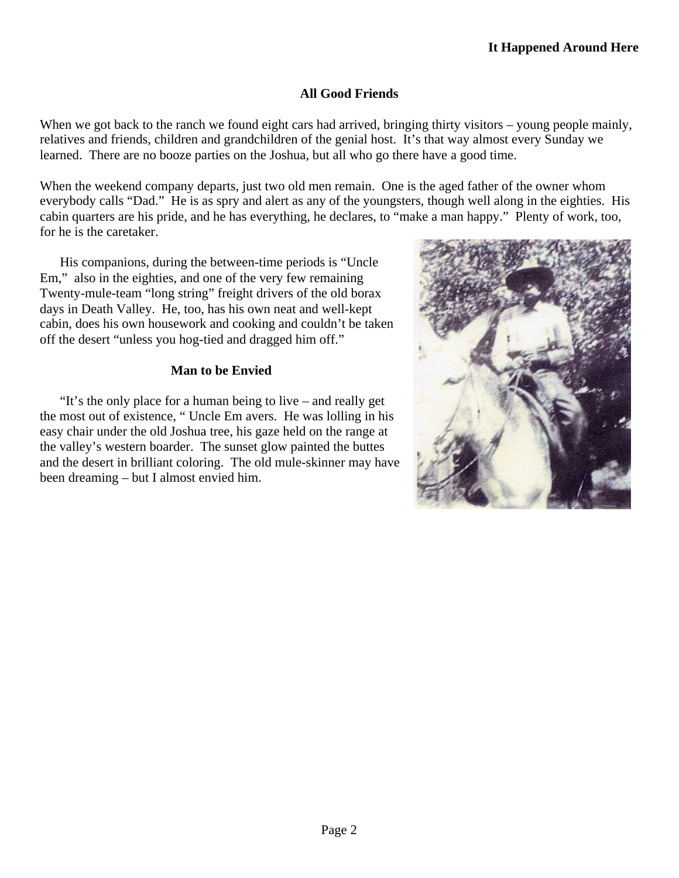### All Good Friends

When we got back to the ranch we found eight cars had arrived, bringing thirty visitors – young people mainly, relatives and friends, children and grandchildren of the genial host. It's that way almost every Sunday we learned. There are no booze parties on the Joshua, but all who go there have a good time.

When the weekend company departs, just two old men remain. One is the aged father of the owner whom everybody calls "Dad." He is as spry and alert as any of the youngsters, though well along in the eighties. His cabin quarters are his pride, and he has everything, he declares, to "make a man happy." Plenty of work, too, for he is the caretaker.

His companions, during the between-time periods is "Uncle Em," also in the eighties, and one of the very few remaining Twenty-mule-team "long string" freight drivers of the old borax days in Death Valley. He, too, has his own neat and well-kept cabin, does his own housework and cooking and couldn't be taken off the desert "unless you hog-tied and dragged him off."

### Man to be Envied

"It's the only place for a human being to live – and really get the most out of existence, " Uncle Em avers. He was lolling in his easy chair under the old Joshua tree, his gaze held on the range at the valley's western boarder. The sunset glow painted the buttes and the desert in brilliant coloring. The old mule-skinner may have been dreaming – but I almost envied him.